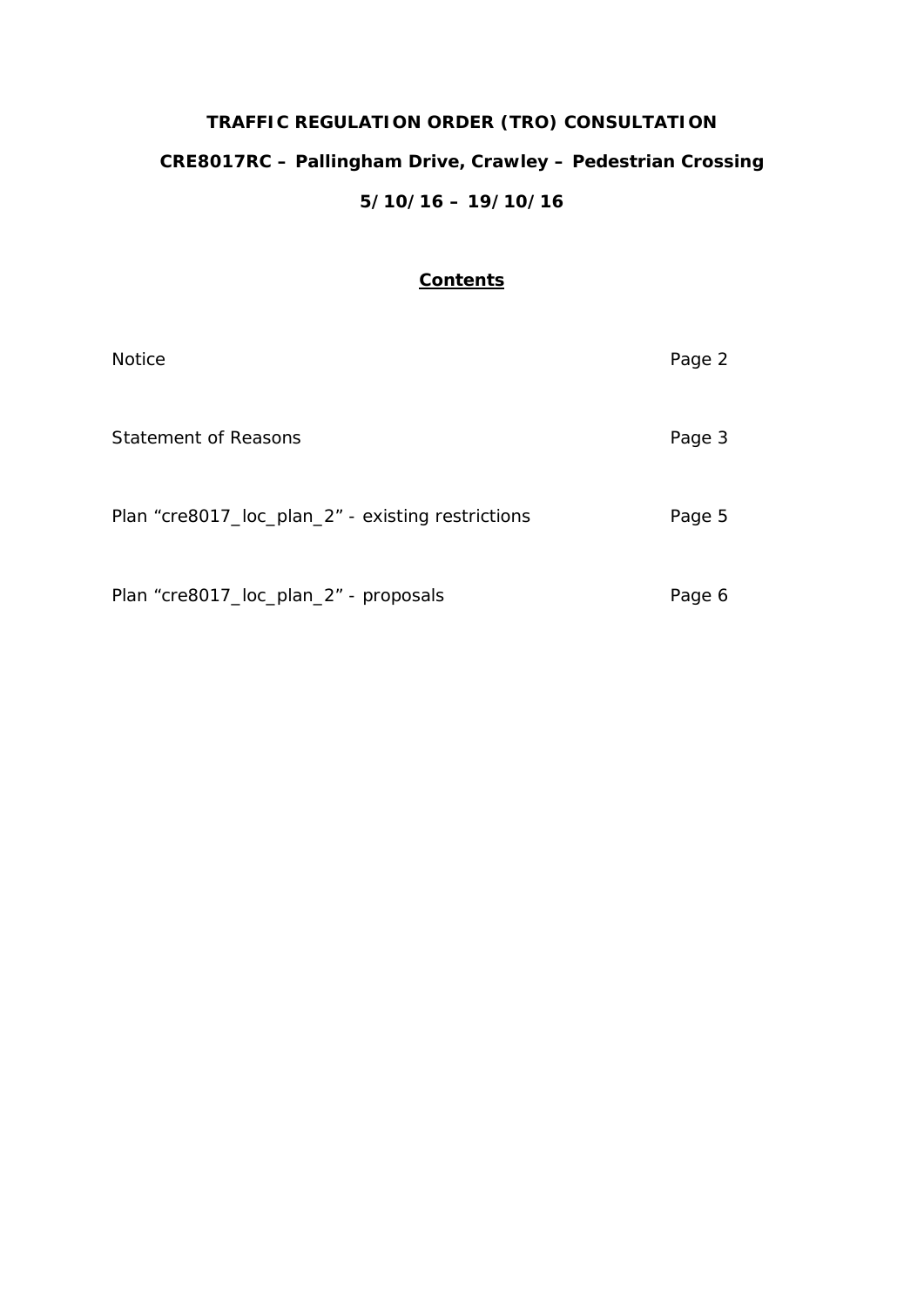# TRAFFIC REGULATION ORDER (TRO) CONSULTATION

## CRE8017RC – Pallingham Drive, Crawley – Pedestrian Crossing

## 5/10/16 – 19/10/16

### Contents

| | |
|---|---|
| Notice | Page 2 |
| Statement of Reasons | Page 3 |
| Plan "cre8017_loc_plan_2" - existing restrictions | Page 5 |
| Plan "cre8017_loc_plan_2" - proposals | Page 6 |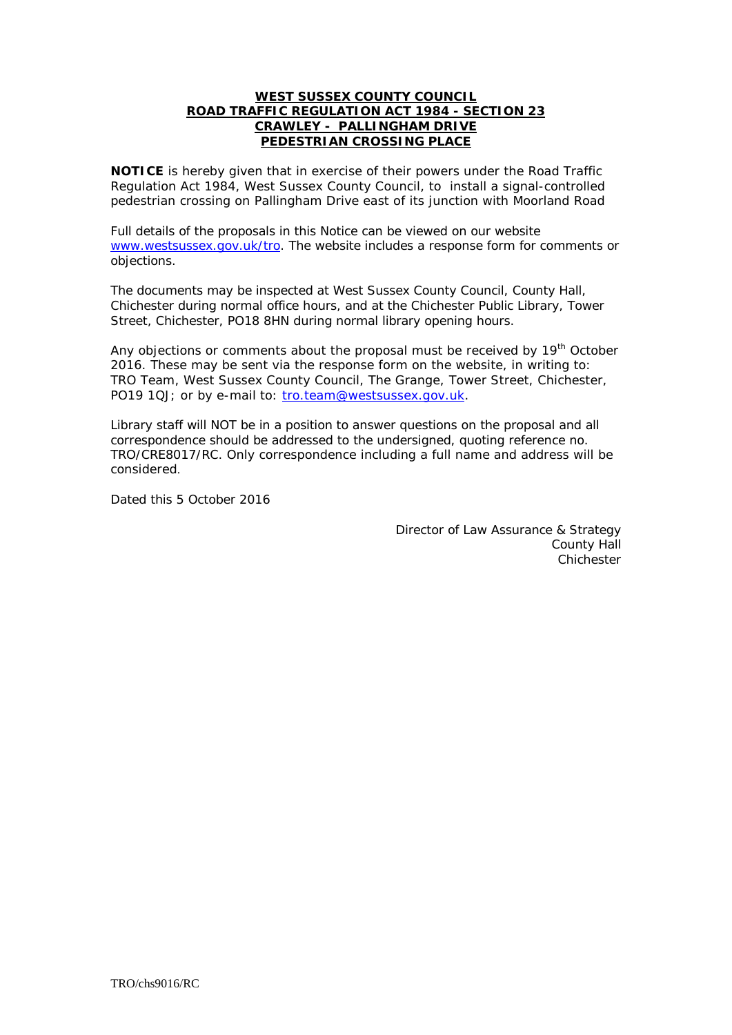**WEST SUSSEX COUNTY COUNCIL**
**ROAD TRAFFIC REGULATION ACT 1984 - SECTION 23**
**CRAWLEY - PALLINGHAM DRIVE**
**PEDESTRIAN CROSSING PLACE**

**NOTICE** is hereby given that in exercise of their powers under the Road Traffic Regulation Act 1984, West Sussex County Council, to install a signal-controlled pedestrian crossing on Pallingham Drive east of its junction with Moorland Road

Full details of the proposals in this Notice can be viewed on our website www.westsussex.gov.uk/tro. The website includes a response form for comments or objections.

The documents may be inspected at West Sussex County Council, County Hall, Chichester during normal office hours, and at the Chichester Public Library, Tower Street, Chichester, PO18 8HN during normal library opening hours.

Any objections or comments about the proposal must be received by 19th October 2016. These may be sent via the response form on the website, in writing to: TRO Team, West Sussex County Council, The Grange, Tower Street, Chichester, PO19 1QJ; or by e-mail to: tro.team@westsussex.gov.uk.

Library staff will NOT be in a position to answer questions on the proposal and all correspondence should be addressed to the undersigned, quoting reference no. TRO/CRE8017/RC. Only correspondence including a full name and address will be considered.

Dated this 5 October 2016

Director of Law Assurance & Strategy
County Hall
Chichester

TRO/chs9016/RC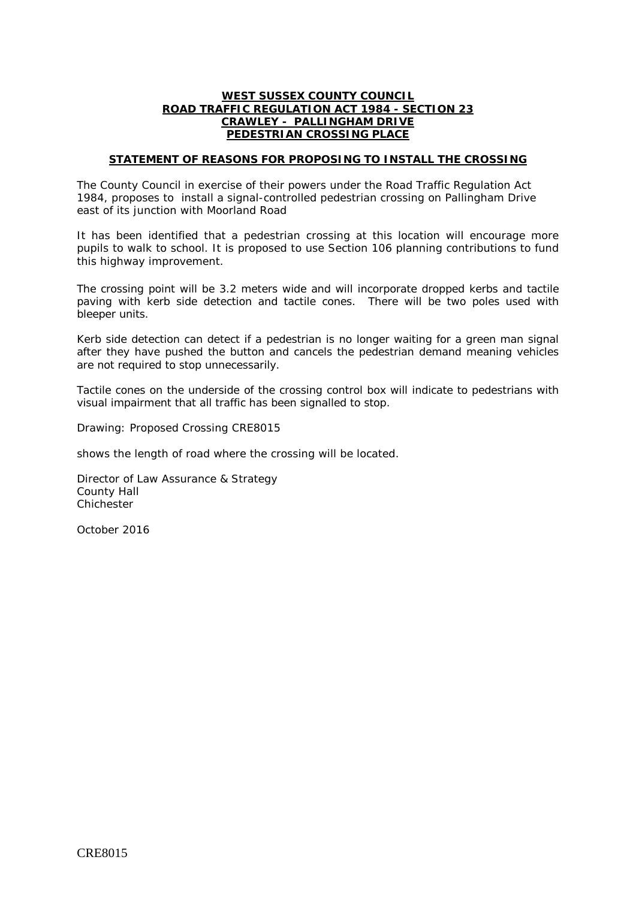**WEST SUSSEX COUNTY COUNCIL**
**ROAD TRAFFIC REGULATION ACT 1984 - SECTION 23**
**CRAWLEY - PALLINGHAM DRIVE**
**PEDESTRIAN CROSSING PLACE**

## STATEMENT OF REASONS FOR PROPOSING TO INSTALL THE CROSSING

The County Council in exercise of their powers under the Road Traffic Regulation Act 1984, proposes to install a signal-controlled pedestrian crossing on Pallingham Drive east of its junction with Moorland Road

It has been identified that a pedestrian crossing at this location will encourage more pupils to walk to school. It is proposed to use Section 106 planning contributions to fund this highway improvement.

The crossing point will be 3.2 meters wide and will incorporate dropped kerbs and tactile paving with kerb side detection and tactile cones. There will be two poles used with bleeper units.

Kerb side detection can detect if a pedestrian is no longer waiting for a green man signal after they have pushed the button and cancels the pedestrian demand meaning vehicles are not required to stop unnecessarily.

Tactile cones on the underside of the crossing control box will indicate to pedestrians with visual impairment that all traffic has been signalled to stop.

Drawing: Proposed Crossing CRE8015

shows the length of road where the crossing will be located.

Director of Law Assurance & Strategy
County Hall
Chichester

October 2016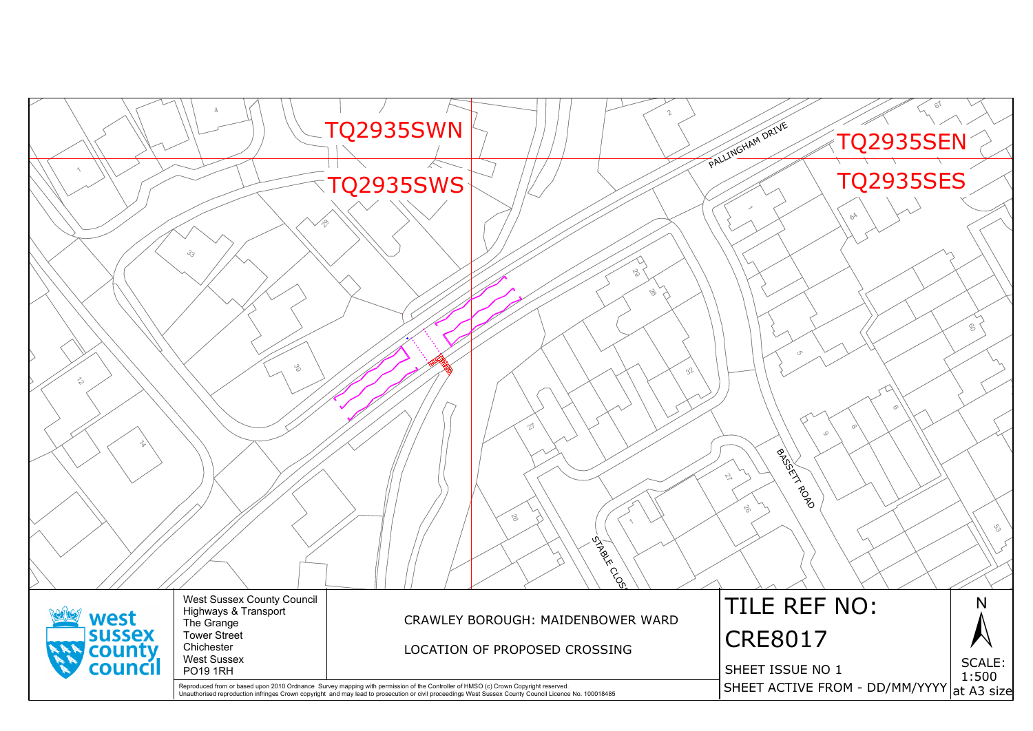TQ2935SWN

TQ2935SWS

TQ2935SEN

TQ2935SES

PALLINGHAM DRIVE

BASSETT ROAD

STABLE CLOSE

West Sussex County Council
Highways & Transport
The Grange
Tower Street
Chichester
West Sussex
PO19 1RH

CRAWLEY BOROUGH: MAIDENBOWER WARD

LOCATION OF PROPOSED CROSSING

TILE REF NO:

CRE8017

SHEET ISSUE NO 1

SHEET ACTIVE FROM - DD/MM/YYYY

N

SCALE:
1:500
at A3 size

Reproduced from or based upon 2010 Ordnance Survey mapping with permission of the Controller of HMSO (c) Crown Copyright reserved.
Unauthorised reproduction infringes Crown copyright and may lead to prosecution or civil proceedings West Sussex County Council Licence No. 100018485